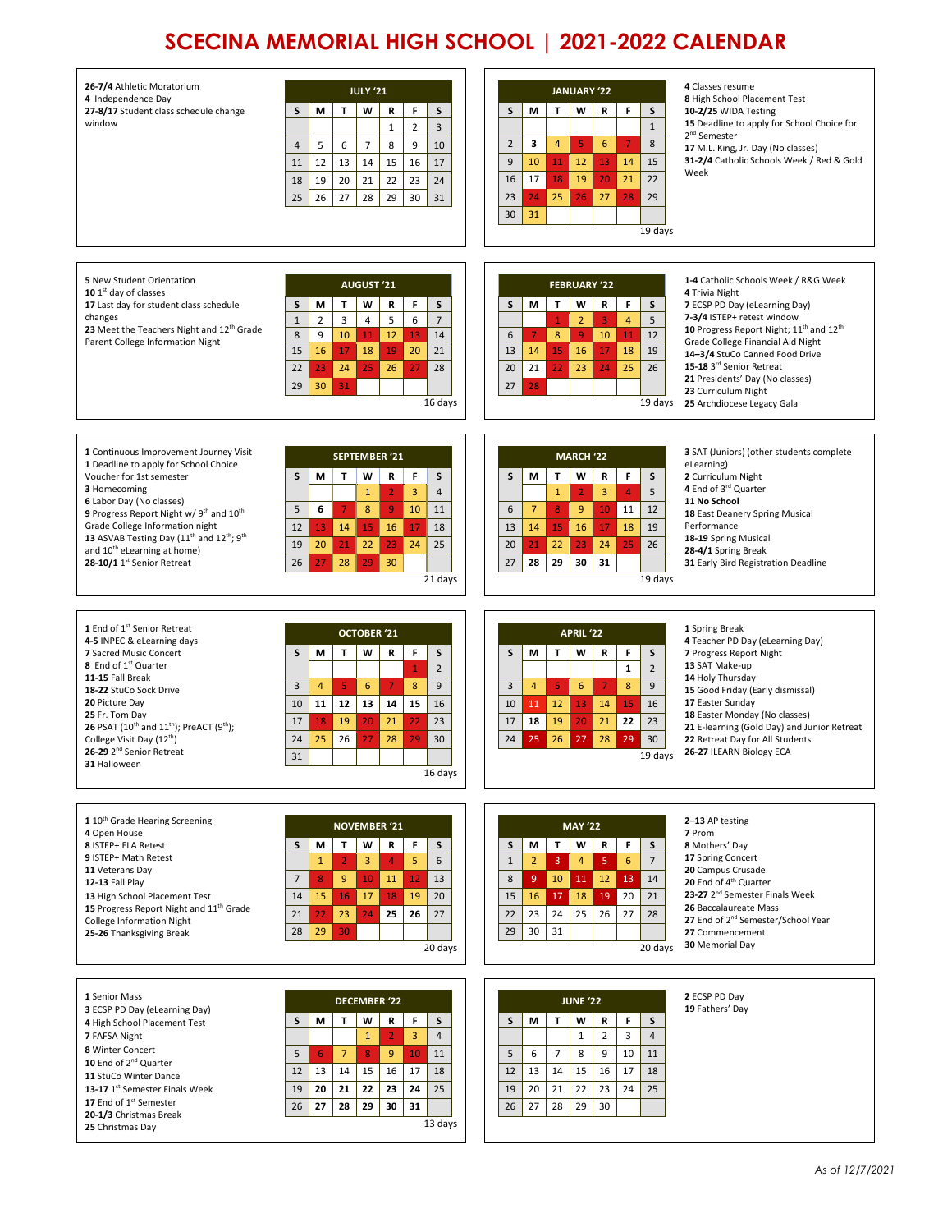# SCECINA MEMORIAL HIGH SCHOOL | 2021-2022 CALENDAR

## JULY '21

**26-7/4** Athletic Moratorium
**4** Independence Day
**27-8/17** Student class schedule change window

| S | M | T | W | R | F | S |
|---|---|---|---|---|---|---|
| | | | | 1 | 2 | 3 |
| 4 | 5 | 6 | 7 | 8 | 9 | 10 |
| 11 | 12 | 13 | 14 | 15 | 16 | 17 |
| 18 | 19 | 20 | 21 | 22 | 23 | 24 |
| 25 | 26 | 27 | 28 | 29 | 30 | 31 |

## AUGUST '21

**5** New Student Orientation
**10** 1st day of classes
**17** Last day for student class schedule changes
**23** Meet the Teachers Night and 12th Grade Parent College Information Night

| S | M | T | W | R | F | S |
|---|---|---|---|---|---|---|
| 1 | 2 | 3 | 4 | 5 | 6 | 7 |
| 8 | 9 | 10 | 11 | 12 | 13 | 14 |
| 15 | 16 | 17 | 18 | 19 | 20 | 21 |
| 22 | 23 | 24 | 25 | 26 | 27 | 28 |
| 29 | 30 | 31 | | | | |

16 days

## SEPTEMBER '21

**1** Continuous Improvement Journey Visit
**1** Deadline to apply for School Choice Voucher for 1st semester
**3** Homecoming
**6** Labor Day (No classes)
**9** Progress Report Night w/ 9th and 10th Grade College Information night
**13** ASVAB Testing Day (11th and 12th; 9th and 10th eLearning at home)
**28-10/1** 1st Senior Retreat

| S | M | T | W | R | F | S |
|---|---|---|---|---|---|---|
| | | | 1 | 2 | 3 | 4 |
| 5 | 6 | 7 | 8 | 9 | 10 | 11 |
| 12 | 13 | 14 | 15 | 16 | 17 | 18 |
| 19 | 20 | 21 | 22 | 23 | 24 | 25 |
| 26 | 27 | 28 | 29 | 30 | | |

21 days

## OCTOBER '21

**1** End of 1st Senior Retreat
**4-5** INPEC & eLearning days
**7** Sacred Music Concert
**8** End of 1st Quarter
**11-15** Fall Break
**18-22** StuCo Sock Drive
**20** Picture Day
**25** Fr. Tom Day
**26** PSAT (10th and 11th); PreACT (9th); College Visit Day (12th)
**26-29** 2nd Senior Retreat
**31** Halloween

| S | M | T | W | R | F | S |
|---|---|---|---|---|---|---|
| | | | | | 1 | 2 |
| 3 | 4 | 5 | 6 | 7 | 8 | 9 |
| 10 | 11 | 12 | 13 | 14 | 15 | 16 |
| 17 | 18 | 19 | 20 | 21 | 22 | 23 |
| 24 | 25 | 26 | 27 | 28 | 29 | 30 |
| 31 | | | | | | |

16 days

## NOVEMBER '21

**1** 10th Grade Hearing Screening
**4** Open House
**8** ISTEP+ ELA Retest
**9** ISTEP+ Math Retest
**11** Veterans Day
**12-13** Fall Play
**13** High School Placement Test
**15** Progress Report Night and 11th Grade College Information Night
**25-26** Thanksgiving Break

| S | M | T | W | R | F | S |
|---|---|---|---|---|---|---|
| | 1 | 2 | 3 | 4 | 5 | 6 |
| 7 | 8 | 9 | 10 | 11 | 12 | 13 |
| 14 | 15 | 16 | 17 | 18 | 19 | 20 |
| 21 | 22 | 23 | 24 | 25 | 26 | 27 |
| 28 | 29 | 30 | | | | |

20 days

## DECEMBER '22

**1** Senior Mass
**3** ECSP PD Day (eLearning Day)
**4** High School Placement Test
**7** FAFSA Night
**8** Winter Concert
**10** End of 2nd Quarter
**11** StuCo Winter Dance
**13-17** 1st Semester Finals Week
**17** End of 1st Semester
**20-1/3** Christmas Break
**25** Christmas Day

| S | M | T | W | R | F | S |
|---|---|---|---|---|---|---|
| | | | 1 | 2 | 3 | 4 |
| 5 | 6 | 7 | 8 | 9 | 10 | 11 |
| 12 | 13 | 14 | 15 | 16 | 17 | 18 |
| 19 | 20 | 21 | 22 | 23 | 24 | 25 |
| 26 | 27 | 28 | 29 | 30 | 31 | |

13 days

## JANUARY '22

| S | M | T | W | R | F | S |
|---|---|---|---|---|---|---|
| | | | | | | 1 |
| 2 | 3 | 4 | 5 | 6 | 7 | 8 |
| 9 | 10 | 11 | 12 | 13 | 14 | 15 |
| 16 | 17 | 18 | 19 | 20 | 21 | 22 |
| 23 | 24 | 25 | 26 | 27 | 28 | 29 |
| 30 | 31 | | | | | |

19 days

**4** Classes resume
**8** High School Placement Test
**10-2/25** WIDA Testing
**15** Deadline to apply for School Choice for 2nd Semester
**17** M.L. King, Jr. Day (No classes)
**31-2/4** Catholic Schools Week / Red & Gold Week

## FEBRUARY '22

| S | M | T | W | R | F | S |
|---|---|---|---|---|---|---|
| | | 1 | 2 | 3 | 4 | 5 |
| 6 | 7 | 8 | 9 | 10 | 11 | 12 |
| 13 | 14 | 15 | 16 | 17 | 18 | 19 |
| 20 | 21 | 22 | 23 | 24 | 25 | 26 |
| 27 | 28 | | | | | |

19 days

**1-4** Catholic Schools Week / R&G Week
**4** Trivia Night
**7** ECSP PD Day (eLearning Day)
**7-3/4** ISTEP+ retest window
**10** Progress Report Night; 11th and 12th Grade College Financial Aid Night
**14–3/4** StuCo Canned Food Drive
**15-18** 3rd Senior Retreat
**21** Presidents' Day (No classes)
**23** Curriculum Night
**25** Archdiocese Legacy Gala

## MARCH '22

| S | M | T | W | R | F | S |
|---|---|---|---|---|---|---|
| | | 1 | 2 | 3 | 4 | 5 |
| 6 | 7 | 8 | 9 | 10 | 11 | 12 |
| 13 | 14 | 15 | 16 | 17 | 18 | 19 |
| 20 | 21 | 22 | 23 | 24 | 25 | 26 |
| 27 | 28 | 29 | 30 | 31 | | |

19 days

**3** SAT (Juniors) (other students complete eLearning)
**2** Curriculum Night
**4** End of 3rd Quarter
**11 No School**
**18** East Deanery Spring Musical Performance
**18-19** Spring Musical
**28-4/1** Spring Break
**31** Early Bird Registration Deadline

## APRIL '22

| S | M | T | W | R | F | S |
|---|---|---|---|---|---|---|
| | | | | | 1 | 2 |
| 3 | 4 | 5 | 6 | 7 | 8 | 9 |
| 10 | 11 | 12 | 13 | 14 | 15 | 16 |
| 17 | 18 | 19 | 20 | 21 | 22 | 23 |
| 24 | 25 | 26 | 27 | 28 | 29 | 30 |

19 days

**1** Spring Break
**4** Teacher PD Day (eLearning Day)
**7** Progress Report Night
**13** SAT Make-up
**14** Holy Thursday
**15** Good Friday (Early dismissal)
**17** Easter Sunday
**18** Easter Monday (No classes)
**21** E-learning (Gold Day) and Junior Retreat
**22** Retreat Day for All Students
**26-27** ILEARN Biology ECA

## MAY '22

| S | M | T | W | R | F | S |
|---|---|---|---|---|---|---|
| 1 | 2 | 3 | 4 | 5 | 6 | 7 |
| 8 | 9 | 10 | 11 | 12 | 13 | 14 |
| 15 | 16 | 17 | 18 | 19 | 20 | 21 |
| 22 | 23 | 24 | 25 | 26 | 27 | 28 |
| 29 | 30 | 31 | | | | |

20 days

**2–13** AP testing
**7** Prom
**8** Mothers' Day
**17** Spring Concert
**20** Campus Crusade
**20** End of 4th Quarter
**23-27** 2nd Semester Finals Week
**26** Baccalaureate Mass
**27** End of 2nd Semester/School Year
**27** Commencement
**30** Memorial Day

## JUNE '22

| S | M | T | W | R | F | S |
|---|---|---|---|---|---|---|
| | | | 1 | 2 | 3 | 4 |
| 5 | 6 | 7 | 8 | 9 | 10 | 11 |
| 12 | 13 | 14 | 15 | 16 | 17 | 18 |
| 19 | 20 | 21 | 22 | 23 | 24 | 25 |
| 26 | 27 | 28 | 29 | 30 | | |

**2** ECSP PD Day
**19** Fathers' Day

*As of 12/7/2021*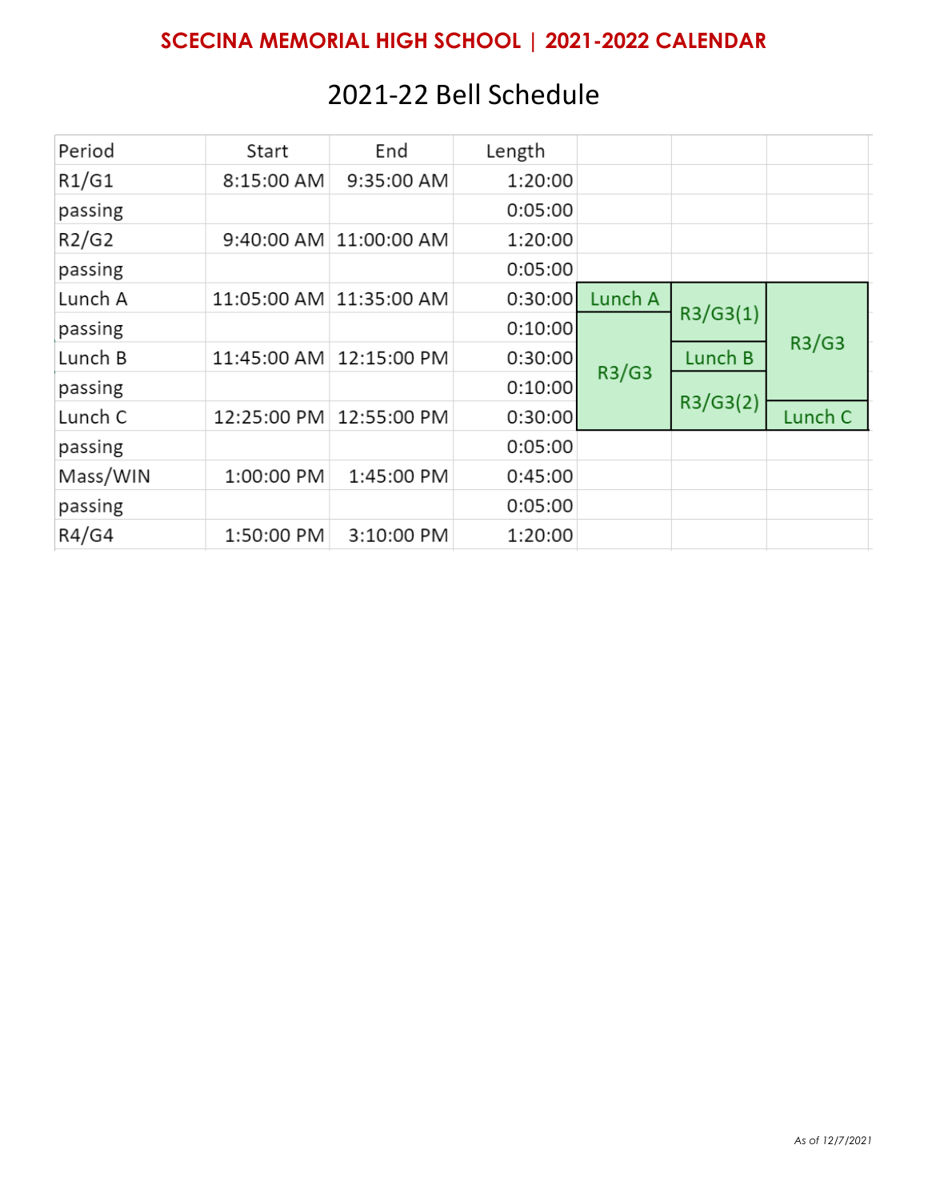# SCECINA MEMORIAL HIGH SCHOOL | 2021-2022 CALENDAR

## 2021-22 Bell Schedule

| Period | Start | End | Length | | | |
|---|---|---|---|---|---|---|
| R1/G1 | 8:15:00 AM | 9:35:00 AM | 1:20:00 | | | |
| passing | | | 0:05:00 | | | |
| R2/G2 | 9:40:00 AM | 11:00:00 AM | 1:20:00 | | | |
| passing | | | 0:05:00 | | | |
| Lunch A | 11:05:00 AM | 11:35:00 AM | 0:30:00 | Lunch A | R3/G3(1) | R3/G3 |
| passing | | | 0:10:00 | R3/G3 | R3/G3(1) | R3/G3 |
| Lunch B | 11:45:00 AM | 12:15:00 PM | 0:30:00 | R3/G3 | Lunch B | R3/G3 |
| passing | | | 0:10:00 | R3/G3 | R3/G3(2) | R3/G3 |
| Lunch C | 12:25:00 PM | 12:55:00 PM | 0:30:00 | R3/G3 | R3/G3(2) | Lunch C |
| passing | | | 0:05:00 | | | |
| Mass/WIN | 1:00:00 PM | 1:45:00 PM | 0:45:00 | | | |
| passing | | | 0:05:00 | | | |
| R4/G4 | 1:50:00 PM | 3:10:00 PM | 1:20:00 | | | |

*As of 12/7/2021*